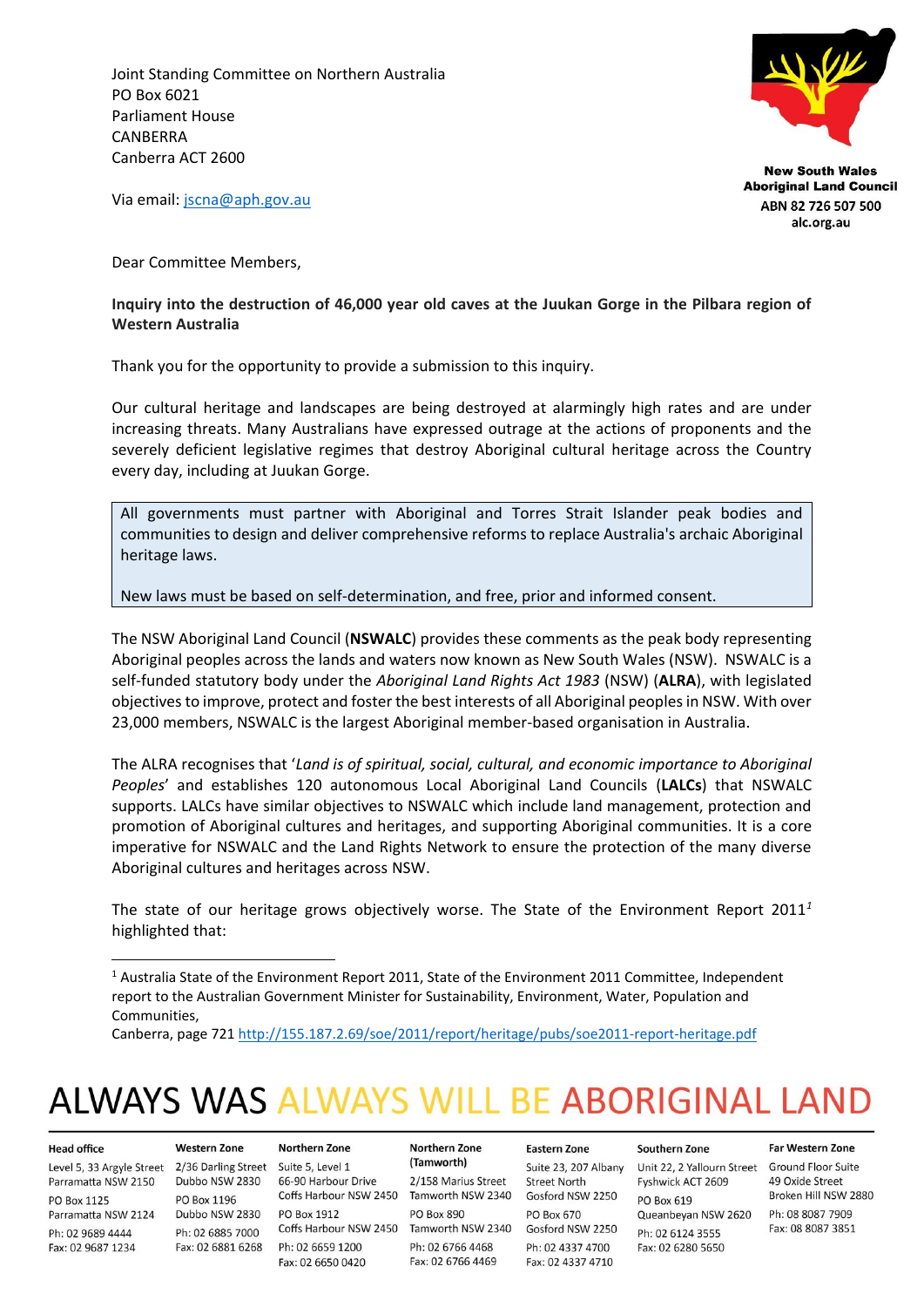Joint Standing Committee on Northern Australia
PO Box 6021
Parliament House
CANBERRA
Canberra ACT 2600

Via email: jscna@aph.gov.au

**New South Wales Aboriginal Land Council**
ABN 82 726 507 500
alc.org.au

Dear Committee Members,

**Inquiry into the destruction of 46,000 year old caves at the Juukan Gorge in the Pilbara region of Western Australia**

Thank you for the opportunity to provide a submission to this inquiry.

Our cultural heritage and landscapes are being destroyed at alarmingly high rates and are under increasing threats. Many Australians have expressed outrage at the actions of proponents and the severely deficient legislative regimes that destroy Aboriginal cultural heritage across the Country every day, including at Juukan Gorge.

> All governments must partner with Aboriginal and Torres Strait Islander peak bodies and communities to design and deliver comprehensive reforms to replace Australia's archaic Aboriginal heritage laws.
>
> New laws must be based on self-determination, and free, prior and informed consent.

The NSW Aboriginal Land Council (**NSWALC**) provides these comments as the peak body representing Aboriginal peoples across the lands and waters now known as New South Wales (NSW). NSWALC is a self-funded statutory body under the *Aboriginal Land Rights Act 1983* (NSW) (**ALRA**), with legislated objectives to improve, protect and foster the best interests of all Aboriginal peoples in NSW. With over 23,000 members, NSWALC is the largest Aboriginal member-based organisation in Australia.

The ALRA recognises that '*Land is of spiritual, social, cultural, and economic importance to Aboriginal Peoples*' and establishes 120 autonomous Local Aboriginal Land Councils (**LALCs**) that NSWALC supports. LALCs have similar objectives to NSWALC which include land management, protection and promotion of Aboriginal cultures and heritages, and supporting Aboriginal communities. It is a core imperative for NSWALC and the Land Rights Network to ensure the protection of the many diverse Aboriginal cultures and heritages across NSW.

The state of our heritage grows objectively worse. The State of the Environment Report 2011[1] highlighted that:

---

[1] Australia State of the Environment Report 2011, State of the Environment 2011 Committee, Independent report to the Australian Government Minister for Sustainability, Environment, Water, Population and Communities,
Canberra, page 721 http://155.187.2.69/soe/2011/report/heritage/pubs/soe2011-report-heritage.pdf

ALWAYS WAS ALWAYS WILL BE ABORIGINAL LAND

| Head office | Western Zone | Northern Zone | Northern Zone (Tamworth) | Eastern Zone | Southern Zone | Far Western Zone |
|---|---|---|---|---|---|---|
| Level 5, 33 Argyle Street Parramatta NSW 2150 | 2/36 Darling Street Dubbo NSW 2830 | Suite 5, Level 1 66-90 Harbour Drive Coffs Harbour NSW 2450 | 2/158 Marius Street Tamworth NSW 2340 | Suite 23, 207 Albany Street North Gosford NSW 2250 | Unit 22, 2 Yallourn Street Fyshwick ACT 2609 | Ground Floor Suite 49 Oxide Street Broken Hill NSW 2880 |
| PO Box 1125 Parramatta NSW 2124 | PO Box 1196 Dubbo NSW 2830 | PO Box 1912 Coffs Harbour NSW 2450 | PO Box 890 Tamworth NSW 2340 | PO Box 670 Gosford NSW 2250 | PO Box 619 Queanbeyan NSW 2620 | Ph: 08 8087 7909 Fax: 08 8087 3851 |
| Ph: 02 9689 4444 Fax: 02 9687 1234 | Ph: 02 6885 7000 Fax: 02 6881 6268 | Ph: 02 6659 1200 Fax: 02 6650 0420 | Ph: 02 6766 4468 Fax: 02 6766 4469 | Ph: 02 4337 4700 Fax: 02 4337 4710 | Ph: 02 6124 3555 Fax: 02 6280 5650 | |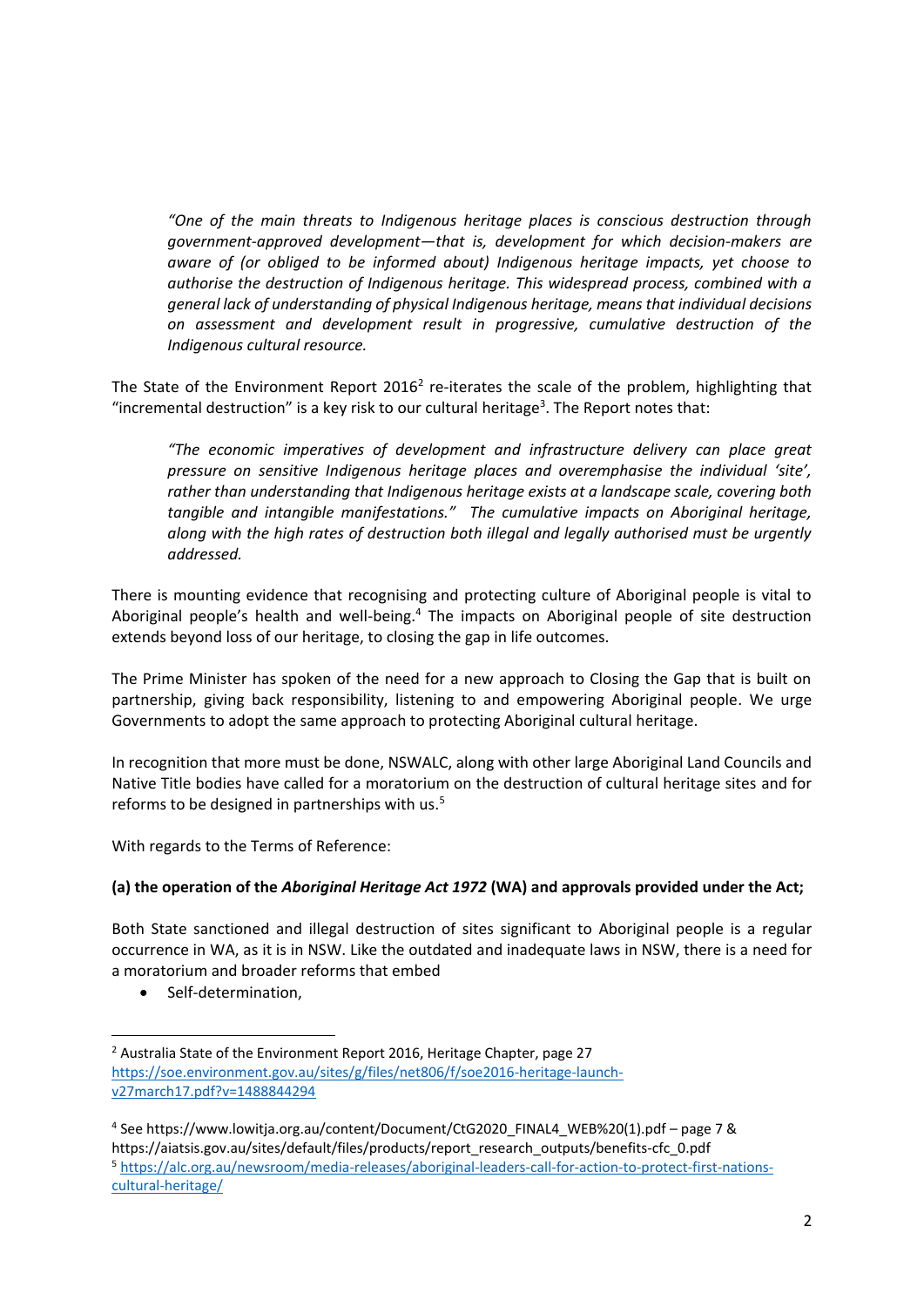> *"One of the main threats to Indigenous heritage places is conscious destruction through government-approved development—that is, development for which decision-makers are aware of (or obliged to be informed about) Indigenous heritage impacts, yet choose to authorise the destruction of Indigenous heritage. This widespread process, combined with a general lack of understanding of physical Indigenous heritage, means that individual decisions on assessment and development result in progressive, cumulative destruction of the Indigenous cultural resource.*

The State of the Environment Report 2016[2] re-iterates the scale of the problem, highlighting that "incremental destruction" is a key risk to our cultural heritage[3]. The Report notes that:

> *"The economic imperatives of development and infrastructure delivery can place great pressure on sensitive Indigenous heritage places and overemphasise the individual 'site', rather than understanding that Indigenous heritage exists at a landscape scale, covering both tangible and intangible manifestations." The cumulative impacts on Aboriginal heritage, along with the high rates of destruction both illegal and legally authorised must be urgently addressed.*

There is mounting evidence that recognising and protecting culture of Aboriginal people is vital to Aboriginal people's health and well-being.[4] The impacts on Aboriginal people of site destruction extends beyond loss of our heritage, to closing the gap in life outcomes.

The Prime Minister has spoken of the need for a new approach to Closing the Gap that is built on partnership, giving back responsibility, listening to and empowering Aboriginal people. We urge Governments to adopt the same approach to protecting Aboriginal cultural heritage.

In recognition that more must be done, NSWALC, along with other large Aboriginal Land Councils and Native Title bodies have called for a moratorium on the destruction of cultural heritage sites and for reforms to be designed in partnerships with us.[5]

With regards to the Terms of Reference:

**(a) the operation of the *Aboriginal Heritage Act 1972* (WA) and approvals provided under the Act;**

Both State sanctioned and illegal destruction of sites significant to Aboriginal people is a regular occurrence in WA, as it is in NSW. Like the outdated and inadequate laws in NSW, there is a need for a moratorium and broader reforms that embed

- Self-determination,

---

[2] Australia State of the Environment Report 2016, Heritage Chapter, page 27 https://soe.environment.gov.au/sites/g/files/net806/f/soe2016-heritage-launch-v27march17.pdf?v=1488844294

[4] See https://www.lowitja.org.au/content/Document/CtG2020_FINAL4_WEB%20(1).pdf – page 7 & https://aiatsis.gov.au/sites/default/files/products/report_research_outputs/benefits-cfc_0.pdf

[5] https://alc.org.au/newsroom/media-releases/aboriginal-leaders-call-for-action-to-protect-first-nations-cultural-heritage/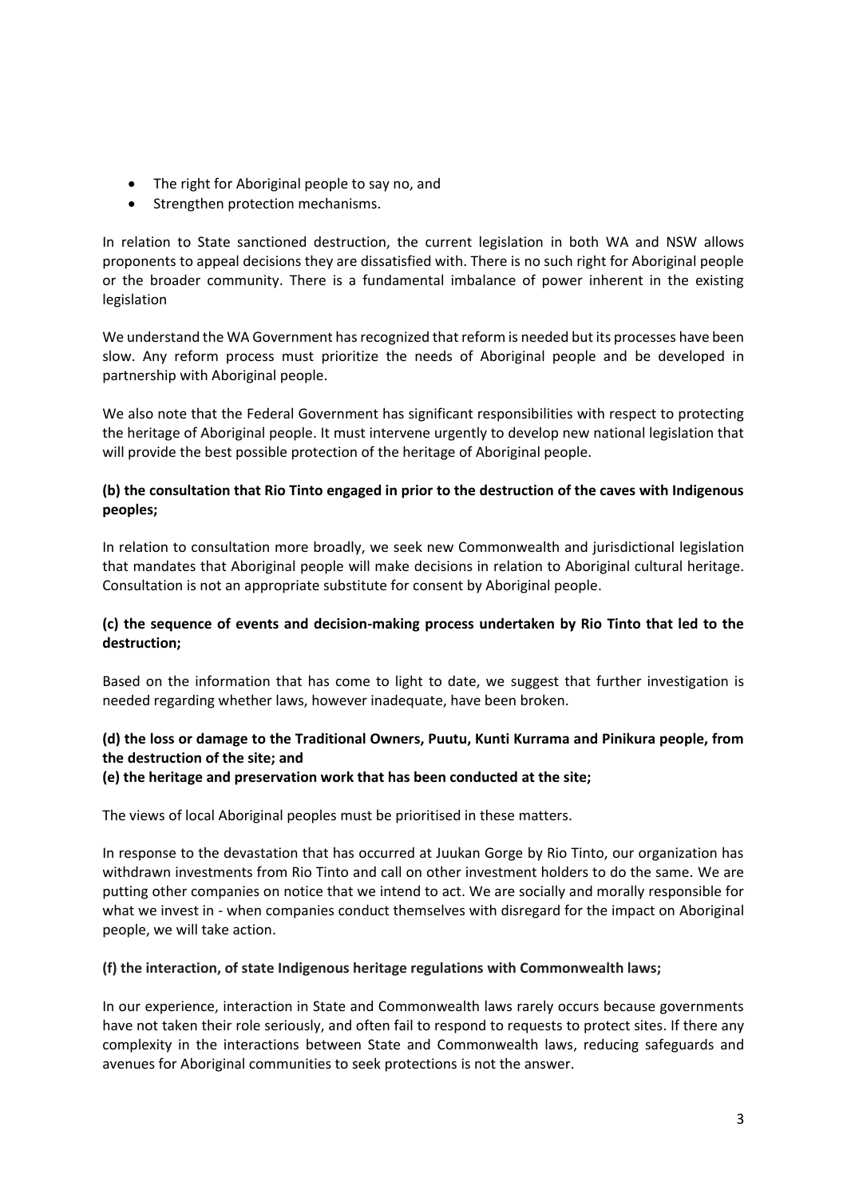- The right for Aboriginal people to say no, and
- Strengthen protection mechanisms.

In relation to State sanctioned destruction, the current legislation in both WA and NSW allows proponents to appeal decisions they are dissatisfied with. There is no such right for Aboriginal people or the broader community. There is a fundamental imbalance of power inherent in the existing legislation

We understand the WA Government has recognized that reform is needed but its processes have been slow. Any reform process must prioritize the needs of Aboriginal people and be developed in partnership with Aboriginal people.

We also note that the Federal Government has significant responsibilities with respect to protecting the heritage of Aboriginal people. It must intervene urgently to develop new national legislation that will provide the best possible protection of the heritage of Aboriginal people.

**(b) the consultation that Rio Tinto engaged in prior to the destruction of the caves with Indigenous peoples;**

In relation to consultation more broadly, we seek new Commonwealth and jurisdictional legislation that mandates that Aboriginal people will make decisions in relation to Aboriginal cultural heritage. Consultation is not an appropriate substitute for consent by Aboriginal people.

**(c) the sequence of events and decision-making process undertaken by Rio Tinto that led to the destruction;**

Based on the information that has come to light to date, we suggest that further investigation is needed regarding whether laws, however inadequate, have been broken.

**(d) the loss or damage to the Traditional Owners, Puutu, Kunti Kurrama and Pinikura people, from the destruction of the site; and**
**(e) the heritage and preservation work that has been conducted at the site;**

The views of local Aboriginal peoples must be prioritised in these matters.

In response to the devastation that has occurred at Juukan Gorge by Rio Tinto, our organization has withdrawn investments from Rio Tinto and call on other investment holders to do the same. We are putting other companies on notice that we intend to act. We are socially and morally responsible for what we invest in - when companies conduct themselves with disregard for the impact on Aboriginal people, we will take action.

**(f) the interaction, of state Indigenous heritage regulations with Commonwealth laws;**

In our experience, interaction in State and Commonwealth laws rarely occurs because governments have not taken their role seriously, and often fail to respond to requests to protect sites. If there any complexity in the interactions between State and Commonwealth laws, reducing safeguards and avenues for Aboriginal communities to seek protections is not the answer.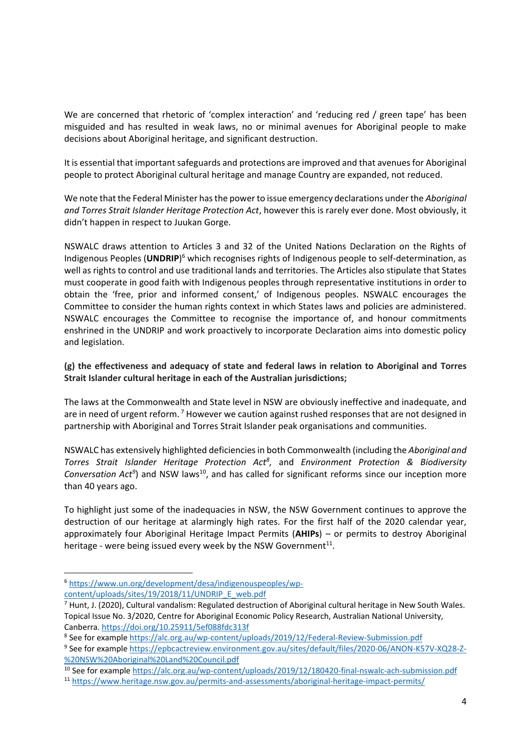We are concerned that rhetoric of 'complex interaction' and 'reducing red / green tape' has been misguided and has resulted in weak laws, no or minimal avenues for Aboriginal people to make decisions about Aboriginal heritage, and significant destruction.

It is essential that important safeguards and protections are improved and that avenues for Aboriginal people to protect Aboriginal cultural heritage and manage Country are expanded, not reduced.

We note that the Federal Minister has the power to issue emergency declarations under the *Aboriginal and Torres Strait Islander Heritage Protection Act*, however this is rarely ever done. Most obviously, it didn't happen in respect to Juukan Gorge.

NSWALC draws attention to Articles 3 and 32 of the United Nations Declaration on the Rights of Indigenous Peoples (**UNDRIP**)[6] which recognises rights of Indigenous people to self-determination, as well as rights to control and use traditional lands and territories. The Articles also stipulate that States must cooperate in good faith with Indigenous peoples through representative institutions in order to obtain the 'free, prior and informed consent,' of Indigenous peoples. NSWALC encourages the Committee to consider the human rights context in which States laws and policies are administered. NSWALC encourages the Committee to recognise the importance of, and honour commitments enshrined in the UNDRIP and work proactively to incorporate Declaration aims into domestic policy and legislation.

**(g) the effectiveness and adequacy of state and federal laws in relation to Aboriginal and Torres Strait Islander cultural heritage in each of the Australian jurisdictions;**

The laws at the Commonwealth and State level in NSW are obviously ineffective and inadequate, and are in need of urgent reform.[7] However we caution against rushed responses that are not designed in partnership with Aboriginal and Torres Strait Islander peak organisations and communities.

NSWALC has extensively highlighted deficiencies in both Commonwealth (including the *Aboriginal and Torres Strait Islander Heritage Protection Act*[8], and *Environment Protection & Biodiversity Conversation Act*[9]) and NSW laws[10], and has called for significant reforms since our inception more than 40 years ago.

To highlight just some of the inadequacies in NSW, the NSW Government continues to approve the destruction of our heritage at alarmingly high rates. For the first half of the 2020 calendar year, approximately four Aboriginal Heritage Impact Permits (**AHIPs**) – or permits to destroy Aboriginal heritage - were being issued every week by the NSW Government[11].

---

[6] https://www.un.org/development/desa/indigenouspeoples/wp-content/uploads/sites/19/2018/11/UNDRIP_E_web.pdf

[7] Hunt, J. (2020), Cultural vandalism: Regulated destruction of Aboriginal cultural heritage in New South Wales. Topical Issue No. 3/2020, Centre for Aboriginal Economic Policy Research, Australian National University, Canberra. https://doi.org/10.25911/5ef088fdc313f

[8] See for example https://alc.org.au/wp-content/uploads/2019/12/Federal-Review-Submission.pdf

[9] See for example https://epbcactreview.environment.gov.au/sites/default/files/2020-06/ANON-K57V-XQ28-Z-%20NSW%20Aboriginal%20Land%20Council.pdf

[10] See for example https://alc.org.au/wp-content/uploads/2019/12/180420-final-nswalc-ach-submission.pdf

[11] https://www.heritage.nsw.gov.au/permits-and-assessments/aboriginal-heritage-impact-permits/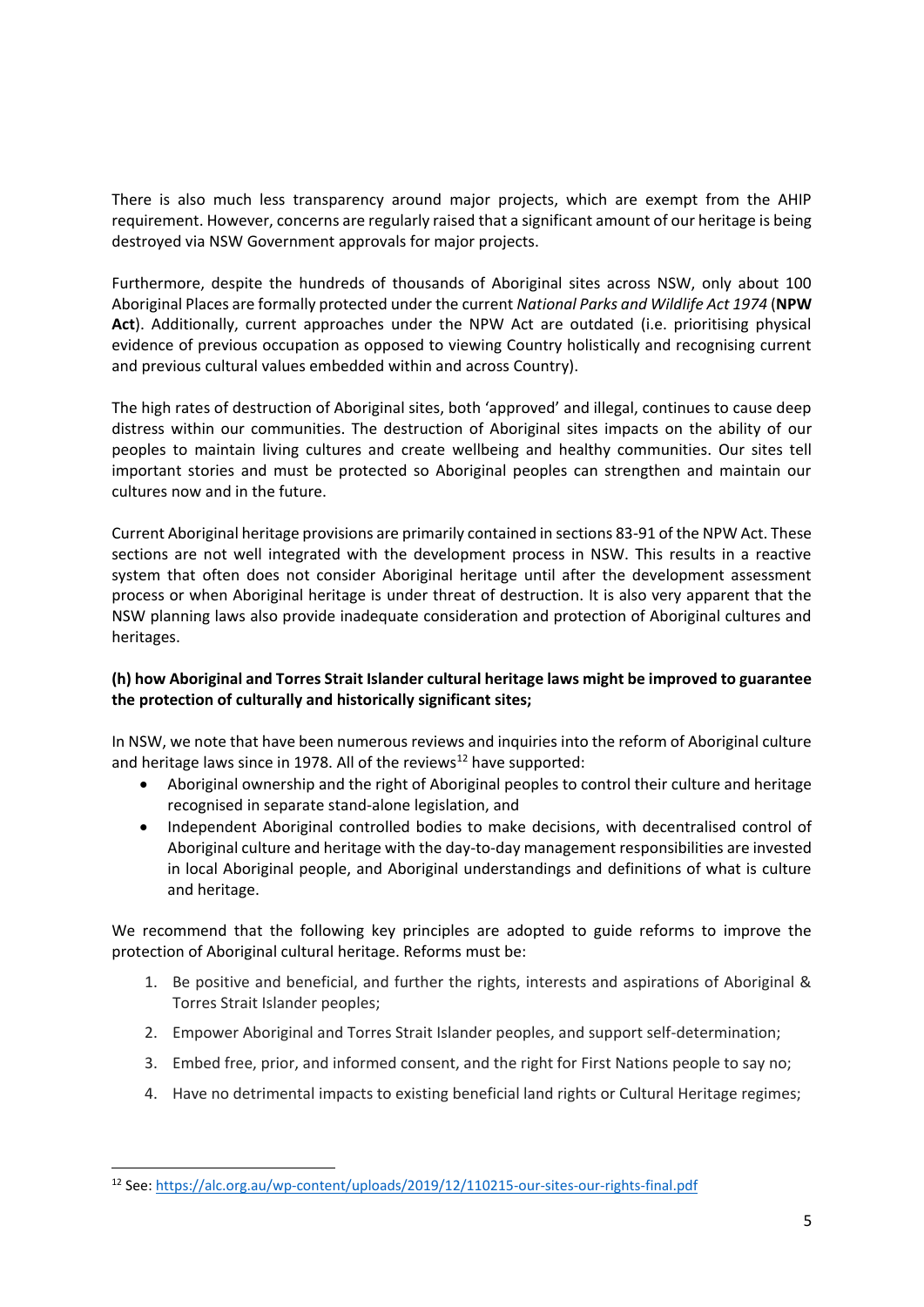There is also much less transparency around major projects, which are exempt from the AHIP requirement. However, concerns are regularly raised that a significant amount of our heritage is being destroyed via NSW Government approvals for major projects.

Furthermore, despite the hundreds of thousands of Aboriginal sites across NSW, only about 100 Aboriginal Places are formally protected under the current *National Parks and Wildlife Act 1974* (**NPW Act**). Additionally, current approaches under the NPW Act are outdated (i.e. prioritising physical evidence of previous occupation as opposed to viewing Country holistically and recognising current and previous cultural values embedded within and across Country).

The high rates of destruction of Aboriginal sites, both 'approved' and illegal, continues to cause deep distress within our communities. The destruction of Aboriginal sites impacts on the ability of our peoples to maintain living cultures and create wellbeing and healthy communities. Our sites tell important stories and must be protected so Aboriginal peoples can strengthen and maintain our cultures now and in the future.

Current Aboriginal heritage provisions are primarily contained in sections 83-91 of the NPW Act. These sections are not well integrated with the development process in NSW. This results in a reactive system that often does not consider Aboriginal heritage until after the development assessment process or when Aboriginal heritage is under threat of destruction. It is also very apparent that the NSW planning laws also provide inadequate consideration and protection of Aboriginal cultures and heritages.

**(h) how Aboriginal and Torres Strait Islander cultural heritage laws might be improved to guarantee the protection of culturally and historically significant sites;**

In NSW, we note that have been numerous reviews and inquiries into the reform of Aboriginal culture and heritage laws since in 1978. All of the reviews[12] have supported:

- Aboriginal ownership and the right of Aboriginal peoples to control their culture and heritage recognised in separate stand-alone legislation, and
- Independent Aboriginal controlled bodies to make decisions, with decentralised control of Aboriginal culture and heritage with the day-to-day management responsibilities are invested in local Aboriginal people, and Aboriginal understandings and definitions of what is culture and heritage.

We recommend that the following key principles are adopted to guide reforms to improve the protection of Aboriginal cultural heritage. Reforms must be:

1. Be positive and beneficial, and further the rights, interests and aspirations of Aboriginal & Torres Strait Islander peoples;
2. Empower Aboriginal and Torres Strait Islander peoples, and support self-determination;
3. Embed free, prior, and informed consent, and the right for First Nations people to say no;
4. Have no detrimental impacts to existing beneficial land rights or Cultural Heritage regimes;

[12] See: https://alc.org.au/wp-content/uploads/2019/12/110215-our-sites-our-rights-final.pdf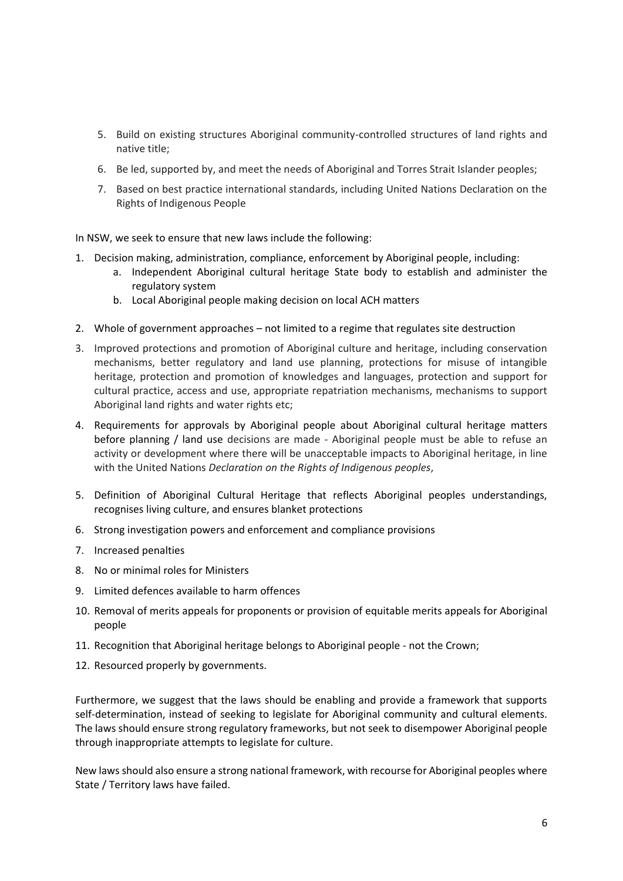5. Build on existing structures Aboriginal community-controlled structures of land rights and native title;
6. Be led, supported by, and meet the needs of Aboriginal and Torres Strait Islander peoples;
7. Based on best practice international standards, including United Nations Declaration on the Rights of Indigenous People

In NSW, we seek to ensure that new laws include the following:

1. Decision making, administration, compliance, enforcement by Aboriginal people, including:
    a. Independent Aboriginal cultural heritage State body to establish and administer the regulatory system
    b. Local Aboriginal people making decision on local ACH matters
2. Whole of government approaches – not limited to a regime that regulates site destruction
3. Improved protections and promotion of Aboriginal culture and heritage, including conservation mechanisms, better regulatory and land use planning, protections for misuse of intangible heritage, protection and promotion of knowledges and languages, protection and support for cultural practice, access and use, appropriate repatriation mechanisms, mechanisms to support Aboriginal land rights and water rights etc;
4. Requirements for approvals by Aboriginal people about Aboriginal cultural heritage matters before planning / land use decisions are made - Aboriginal people must be able to refuse an activity or development where there will be unacceptable impacts to Aboriginal heritage, in line with the United Nations *Declaration on the Rights of Indigenous peoples*,
5. Definition of Aboriginal Cultural Heritage that reflects Aboriginal peoples understandings, recognises living culture, and ensures blanket protections
6. Strong investigation powers and enforcement and compliance provisions
7. Increased penalties
8. No or minimal roles for Ministers
9. Limited defences available to harm offences
10. Removal of merits appeals for proponents or provision of equitable merits appeals for Aboriginal people
11. Recognition that Aboriginal heritage belongs to Aboriginal people - not the Crown;
12. Resourced properly by governments.

Furthermore, we suggest that the laws should be enabling and provide a framework that supports self-determination, instead of seeking to legislate for Aboriginal community and cultural elements. The laws should ensure strong regulatory frameworks, but not seek to disempower Aboriginal people through inappropriate attempts to legislate for culture.

New laws should also ensure a strong national framework, with recourse for Aboriginal peoples where State / Territory laws have failed.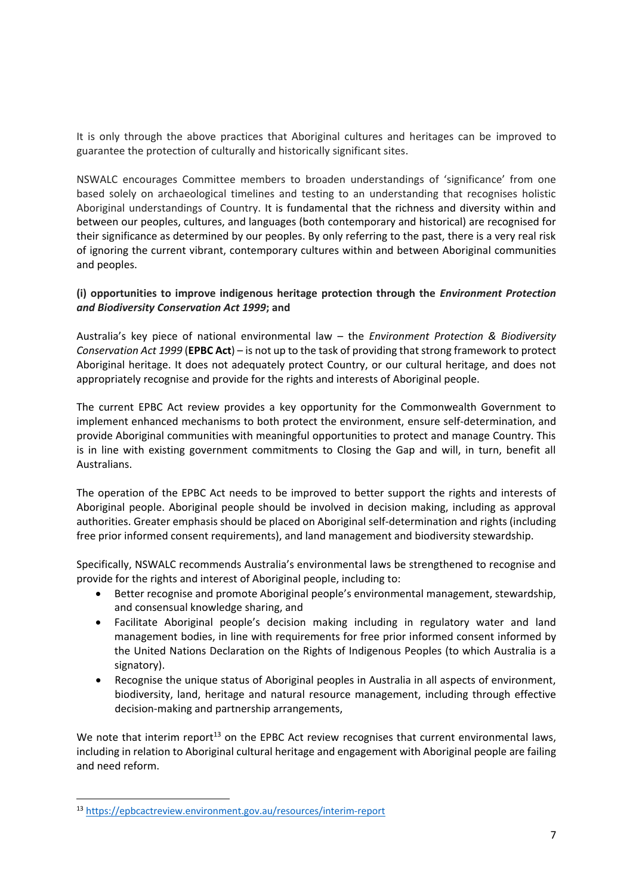It is only through the above practices that Aboriginal cultures and heritages can be improved to guarantee the protection of culturally and historically significant sites.

NSWALC encourages Committee members to broaden understandings of 'significance' from one based solely on archaeological timelines and testing to an understanding that recognises holistic Aboriginal understandings of Country. It is fundamental that the richness and diversity within and between our peoples, cultures, and languages (both contemporary and historical) are recognised for their significance as determined by our peoples. By only referring to the past, there is a very real risk of ignoring the current vibrant, contemporary cultures within and between Aboriginal communities and peoples.

**(i) opportunities to improve indigenous heritage protection through the *Environment Protection and Biodiversity Conservation Act 1999*; and**

Australia's key piece of national environmental law – the *Environment Protection & Biodiversity Conservation Act 1999* (**EPBC Act**) – is not up to the task of providing that strong framework to protect Aboriginal heritage. It does not adequately protect Country, or our cultural heritage, and does not appropriately recognise and provide for the rights and interests of Aboriginal people.

The current EPBC Act review provides a key opportunity for the Commonwealth Government to implement enhanced mechanisms to both protect the environment, ensure self-determination, and provide Aboriginal communities with meaningful opportunities to protect and manage Country. This is in line with existing government commitments to Closing the Gap and will, in turn, benefit all Australians.

The operation of the EPBC Act needs to be improved to better support the rights and interests of Aboriginal people. Aboriginal people should be involved in decision making, including as approval authorities. Greater emphasis should be placed on Aboriginal self-determination and rights (including free prior informed consent requirements), and land management and biodiversity stewardship.

Specifically, NSWALC recommends Australia's environmental laws be strengthened to recognise and provide for the rights and interest of Aboriginal people, including to:

- Better recognise and promote Aboriginal people's environmental management, stewardship, and consensual knowledge sharing, and
- Facilitate Aboriginal people's decision making including in regulatory water and land management bodies, in line with requirements for free prior informed consent informed by the United Nations Declaration on the Rights of Indigenous Peoples (to which Australia is a signatory).
- Recognise the unique status of Aboriginal peoples in Australia in all aspects of environment, biodiversity, land, heritage and natural resource management, including through effective decision-making and partnership arrangements,

We note that interim report[13] on the EPBC Act review recognises that current environmental laws, including in relation to Aboriginal cultural heritage and engagement with Aboriginal people are failing and need reform.

[13] https://epbcactreview.environment.gov.au/resources/interim-report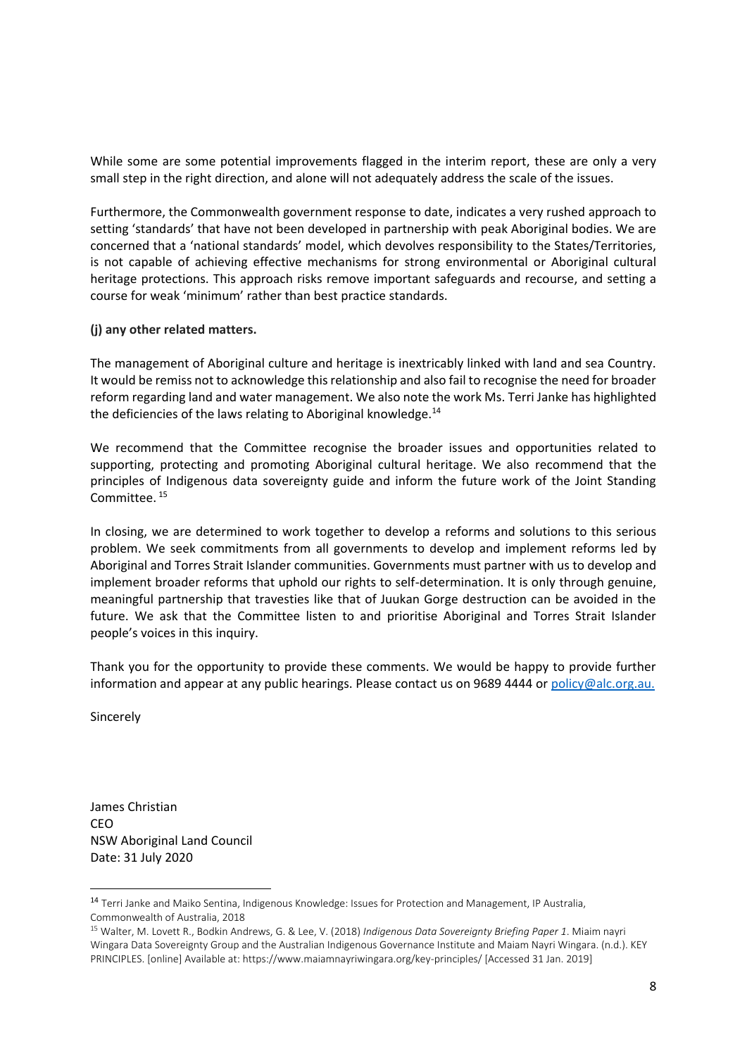While some are some potential improvements flagged in the interim report, these are only a very small step in the right direction, and alone will not adequately address the scale of the issues.

Furthermore, the Commonwealth government response to date, indicates a very rushed approach to setting 'standards' that have not been developed in partnership with peak Aboriginal bodies. We are concerned that a 'national standards' model, which devolves responsibility to the States/Territories, is not capable of achieving effective mechanisms for strong environmental or Aboriginal cultural heritage protections. This approach risks remove important safeguards and recourse, and setting a course for weak 'minimum' rather than best practice standards.

**(j) any other related matters.**

The management of Aboriginal culture and heritage is inextricably linked with land and sea Country. It would be remiss not to acknowledge this relationship and also fail to recognise the need for broader reform regarding land and water management. We also note the work Ms. Terri Janke has highlighted the deficiencies of the laws relating to Aboriginal knowledge.[14]

We recommend that the Committee recognise the broader issues and opportunities related to supporting, protecting and promoting Aboriginal cultural heritage. We also recommend that the principles of Indigenous data sovereignty guide and inform the future work of the Joint Standing Committee.[15]

In closing, we are determined to work together to develop a reforms and solutions to this serious problem. We seek commitments from all governments to develop and implement reforms led by Aboriginal and Torres Strait Islander communities. Governments must partner with us to develop and implement broader reforms that uphold our rights to self-determination. It is only through genuine, meaningful partnership that travesties like that of Juukan Gorge destruction can be avoided in the future. We ask that the Committee listen to and prioritise Aboriginal and Torres Strait Islander people's voices in this inquiry.

Thank you for the opportunity to provide these comments. We would be happy to provide further information and appear at any public hearings. Please contact us on 9689 4444 or policy@alc.org.au.

Sincerely

James Christian
CEO
NSW Aboriginal Land Council
Date: 31 July 2020

---

[14] Terri Janke and Maiko Sentina, Indigenous Knowledge: Issues for Protection and Management, IP Australia, Commonwealth of Australia, 2018

[15] Walter, M. Lovett R., Bodkin Andrews, G. & Lee, V. (2018) *Indigenous Data Sovereignty Briefing Paper 1*. Miaim nayri Wingara Data Sovereignty Group and the Australian Indigenous Governance Institute and Maiam Nayri Wingara. (n.d.). KEY PRINCIPLES. [online] Available at: https://www.maiamnayriwingara.org/key-principles/ [Accessed 31 Jan. 2019]